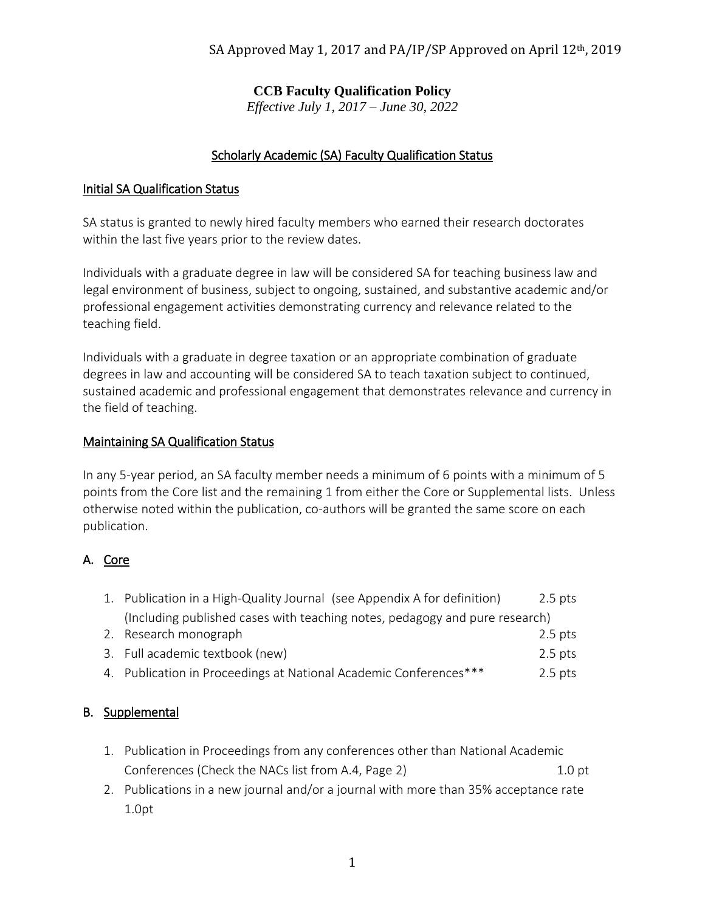SA Approved May 1, 2017 and PA/IP/SP Approved on April 12th, 2019

# CCB Faculty Qualification Policy

*Effective July 1, 2017 – June 30, 2022*

## Scholarly Academic (SA) Faculty Qualification Status

### Initial SA Qualification Status

SA status is granted to newly hired faculty members who earned their research doctorates within the last five years prior to the review dates.

Individuals with a graduate degree in law will be considered SA for teaching business law and legal environment of business, subject to ongoing, sustained, and substantive academic and/or professional engagement activities demonstrating currency and relevance related to the teaching field.

Individuals with a graduate in degree taxation or an appropriate combination of graduate degrees in law and accounting will be considered SA to teach taxation subject to continued, sustained academic and professional engagement that demonstrates relevance and currency in the field of teaching.

### Maintaining SA Qualification Status

In any 5-year period, an SA faculty member needs a minimum of 6 points with a minimum of 5 points from the Core list and the remaining 1 from either the Core or Supplemental lists. Unless otherwise noted within the publication, co-authors will be granted the same score on each publication.

#### A. Core

1. Publication in a High-Quality Journal (see Appendix A for definition) 2.5 pts
   (Including published cases with teaching notes, pedagogy and pure research)
2. Research monograph 2.5 pts
3. Full academic textbook (new) 2.5 pts
4. Publication in Proceedings at National Academic Conferences*** 2.5 pts

#### B. Supplemental

1. Publication in Proceedings from any conferences other than National Academic Conferences (Check the NACs list from A.4, Page 2) 1.0 pt
2. Publications in a new journal and/or a journal with more than 35% acceptance rate 1.0pt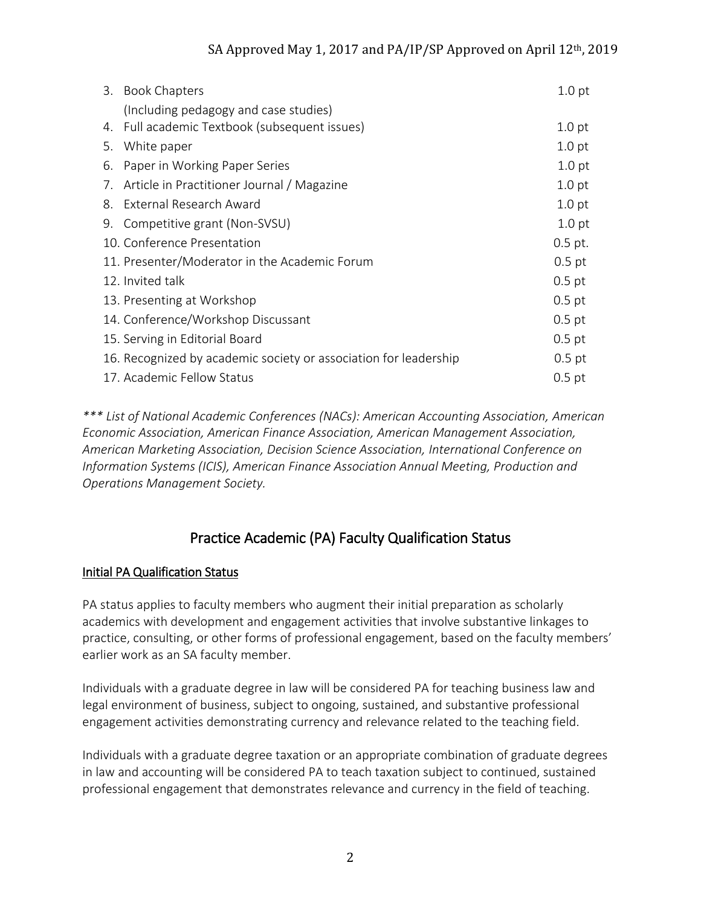3. Book Chapters (Including pedagogy and case studies) — 1.0 pt
4. Full academic Textbook (subsequent issues) — 1.0 pt
5. White paper — 1.0 pt
6. Paper in Working Paper Series — 1.0 pt
7. Article in Practitioner Journal / Magazine — 1.0 pt
8. External Research Award — 1.0 pt
9. Competitive grant (Non-SVSU) — 1.0 pt
10. Conference Presentation — 0.5 pt.
11. Presenter/Moderator in the Academic Forum — 0.5 pt
12. Invited talk — 0.5 pt
13. Presenting at Workshop — 0.5 pt
14. Conference/Workshop Discussant — 0.5 pt
15. Serving in Editorial Board — 0.5 pt
16. Recognized by academic society or association for leadership — 0.5 pt
17. Academic Fellow Status — 0.5 pt

*\*\*\* List of National Academic Conferences (NACs): American Accounting Association, American Economic Association, American Finance Association, American Management Association, American Marketing Association, Decision Science Association, International Conference on Information Systems (ICIS), American Finance Association Annual Meeting, Production and Operations Management Society.*

## Practice Academic (PA) Faculty Qualification Status

### Initial PA Qualification Status

PA status applies to faculty members who augment their initial preparation as scholarly academics with development and engagement activities that involve substantive linkages to practice, consulting, or other forms of professional engagement, based on the faculty members' earlier work as an SA faculty member.

Individuals with a graduate degree in law will be considered PA for teaching business law and legal environment of business, subject to ongoing, sustained, and substantive professional engagement activities demonstrating currency and relevance related to the teaching field.

Individuals with a graduate degree taxation or an appropriate combination of graduate degrees in law and accounting will be considered PA to teach taxation subject to continued, sustained professional engagement that demonstrates relevance and currency in the field of teaching.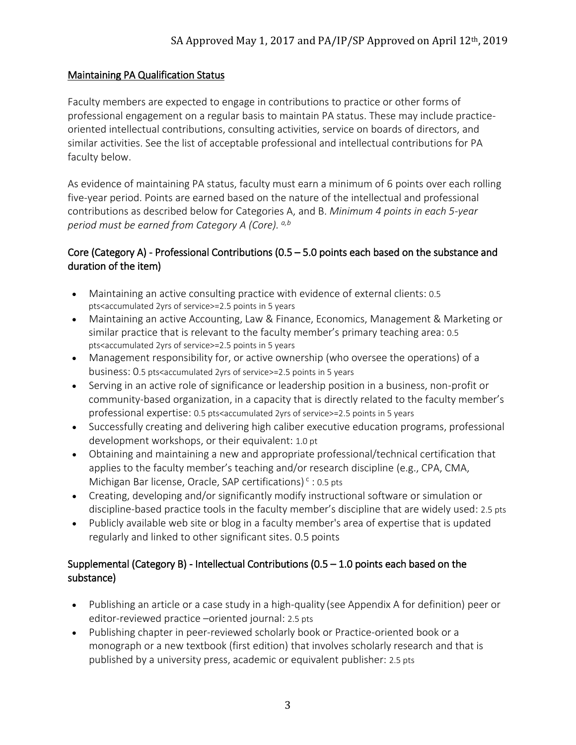## Maintaining PA Qualification Status

Faculty members are expected to engage in contributions to practice or other forms of professional engagement on a regular basis to maintain PA status. These may include practice-oriented intellectual contributions, consulting activities, service on boards of directors, and similar activities. See the list of acceptable professional and intellectual contributions for PA faculty below.

As evidence of maintaining PA status, faculty must earn a minimum of 6 points over each rolling five-year period. Points are earned based on the nature of the intellectual and professional contributions as described below for Categories A, and B. *Minimum 4 points in each 5-year period must be earned from Category A (Core).* [a,b]

### Core (Category A) - Professional Contributions (0.5 – 5.0 points each based on the substance and duration of the item)

- Maintaining an active consulting practice with evidence of external clients: 0.5 pts<accumulated 2yrs of service>=2.5 points in 5 years
- Maintaining an active Accounting, Law & Finance, Economics, Management & Marketing or similar practice that is relevant to the faculty member's primary teaching area: 0.5 pts<accumulated 2yrs of service>=2.5 points in 5 years
- Management responsibility for, or active ownership (who oversee the operations) of a business: 0.5 pts<accumulated 2yrs of service>=2.5 points in 5 years
- Serving in an active role of significance or leadership position in a business, non-profit or community-based organization, in a capacity that is directly related to the faculty member's professional expertise: 0.5 pts<accumulated 2yrs of service>=2.5 points in 5 years
- Successfully creating and delivering high caliber executive education programs, professional development workshops, or their equivalent: 1.0 pt
- Obtaining and maintaining a new and appropriate professional/technical certification that applies to the faculty member's teaching and/or research discipline (e.g., CPA, CMA, Michigan Bar license, Oracle, SAP certifications) [c] : 0.5 pts
- Creating, developing and/or significantly modify instructional software or simulation or discipline-based practice tools in the faculty member's discipline that are widely used: 2.5 pts
- Publicly available web site or blog in a faculty member's area of expertise that is updated regularly and linked to other significant sites. 0.5 points

### Supplemental (Category B) - Intellectual Contributions (0.5 – 1.0 points each based on the substance)

- Publishing an article or a case study in a high-quality (see Appendix A for definition) peer or editor-reviewed practice –oriented journal: 2.5 pts
- Publishing chapter in peer-reviewed scholarly book or Practice-oriented book or a monograph or a new textbook (first edition) that involves scholarly research and that is published by a university press, academic or equivalent publisher: 2.5 pts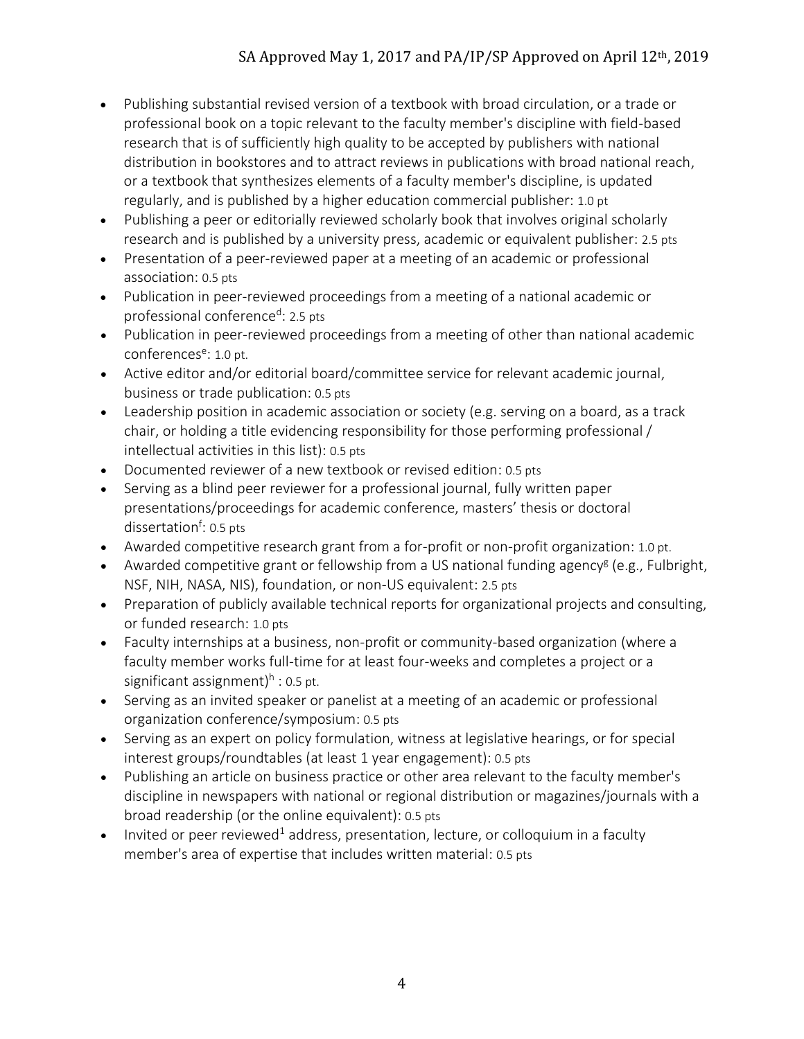- Publishing substantial revised version of a textbook with broad circulation, or a trade or professional book on a topic relevant to the faculty member's discipline with field-based research that is of sufficiently high quality to be accepted by publishers with national distribution in bookstores and to attract reviews in publications with broad national reach, or a textbook that synthesizes elements of a faculty member's discipline, is updated regularly, and is published by a higher education commercial publisher: 1.0 pt
- Publishing a peer or editorially reviewed scholarly book that involves original scholarly research and is published by a university press, academic or equivalent publisher: 2.5 pts
- Presentation of a peer-reviewed paper at a meeting of an academic or professional association: 0.5 pts
- Publication in peer-reviewed proceedings from a meeting of a national academic or professional conference[d]: 2.5 pts
- Publication in peer-reviewed proceedings from a meeting of other than national academic conferences[e]: 1.0 pt.
- Active editor and/or editorial board/committee service for relevant academic journal, business or trade publication: 0.5 pts
- Leadership position in academic association or society (e.g. serving on a board, as a track chair, or holding a title evidencing responsibility for those performing professional / intellectual activities in this list): 0.5 pts
- Documented reviewer of a new textbook or revised edition: 0.5 pts
- Serving as a blind peer reviewer for a professional journal, fully written paper presentations/proceedings for academic conference, masters' thesis or doctoral dissertation[f]: 0.5 pts
- Awarded competitive research grant from a for-profit or non-profit organization: 1.0 pt.
- Awarded competitive grant or fellowship from a US national funding agency[g] (e.g., Fulbright, NSF, NIH, NASA, NIS), foundation, or non-US equivalent: 2.5 pts
- Preparation of publicly available technical reports for organizational projects and consulting, or funded research: 1.0 pts
- Faculty internships at a business, non-profit or community-based organization (where a faculty member works full-time for at least four-weeks and completes a project or a significant assignment)[h] : 0.5 pt.
- Serving as an invited speaker or panelist at a meeting of an academic or professional organization conference/symposium: 0.5 pts
- Serving as an expert on policy formulation, witness at legislative hearings, or for special interest groups/roundtables (at least 1 year engagement): 0.5 pts
- Publishing an article on business practice or other area relevant to the faculty member's discipline in newspapers with national or regional distribution or magazines/journals with a broad readership (or the online equivalent): 0.5 pts
- Invited or peer reviewed[1] address, presentation, lecture, or colloquium in a faculty member's area of expertise that includes written material: 0.5 pts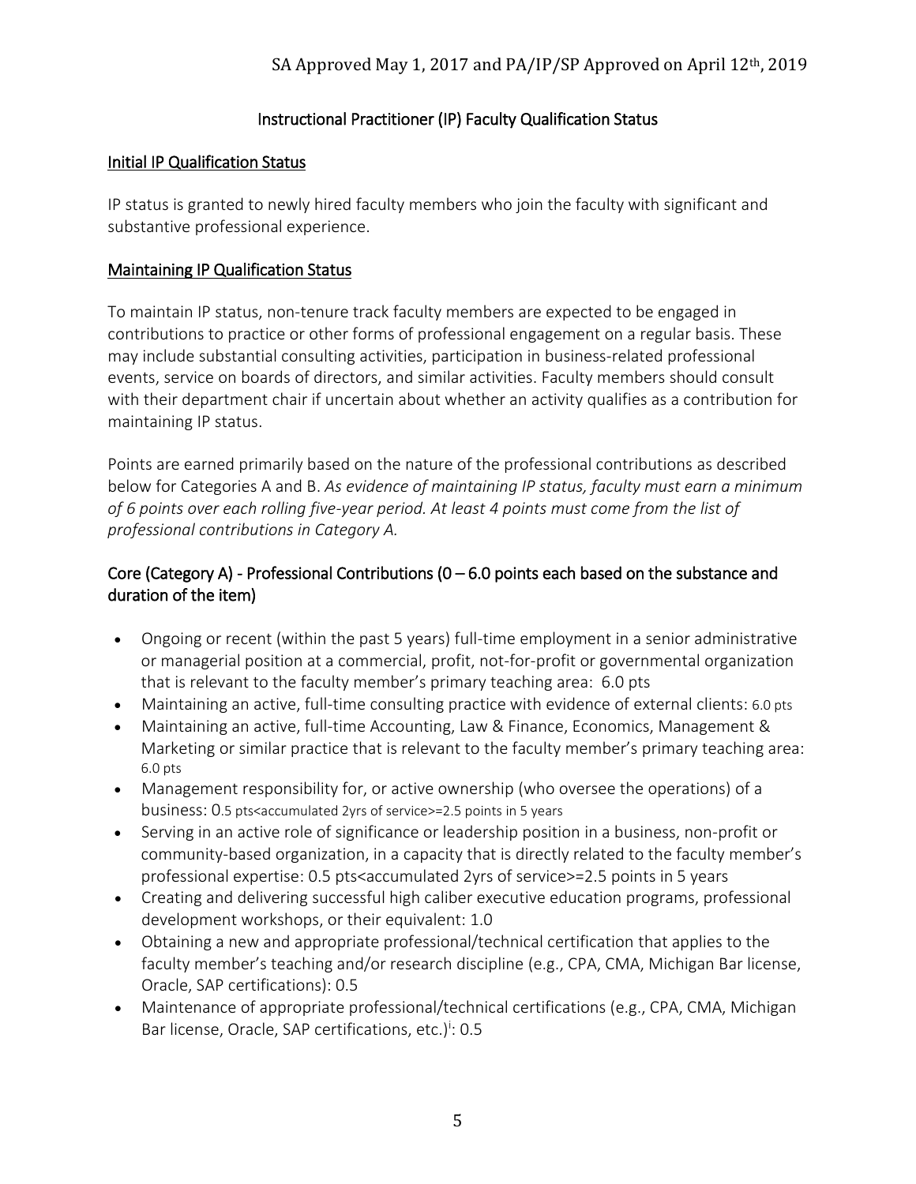SA Approved May 1, 2017 and PA/IP/SP Approved on April 12th, 2019

## Instructional Practitioner (IP) Faculty Qualification Status

### Initial IP Qualification Status

IP status is granted to newly hired faculty members who join the faculty with significant and substantive professional experience.

### Maintaining IP Qualification Status

To maintain IP status, non-tenure track faculty members are expected to be engaged in contributions to practice or other forms of professional engagement on a regular basis. These may include substantial consulting activities, participation in business-related professional events, service on boards of directors, and similar activities. Faculty members should consult with their department chair if uncertain about whether an activity qualifies as a contribution for maintaining IP status.

Points are earned primarily based on the nature of the professional contributions as described below for Categories A and B. *As evidence of maintaining IP status, faculty must earn a minimum of 6 points over each rolling five-year period. At least 4 points must come from the list of professional contributions in Category A.*

### Core (Category A) - Professional Contributions (0 – 6.0 points each based on the substance and duration of the item)

- Ongoing or recent (within the past 5 years) full-time employment in a senior administrative or managerial position at a commercial, profit, not-for-profit or governmental organization that is relevant to the faculty member's primary teaching area: 6.0 pts
- Maintaining an active, full-time consulting practice with evidence of external clients: 6.0 pts
- Maintaining an active, full-time Accounting, Law & Finance, Economics, Management & Marketing or similar practice that is relevant to the faculty member's primary teaching area: 6.0 pts
- Management responsibility for, or active ownership (who oversee the operations) of a business: 0.5 pts<accumulated 2yrs of service>=2.5 points in 5 years
- Serving in an active role of significance or leadership position in a business, non-profit or community-based organization, in a capacity that is directly related to the faculty member's professional expertise: 0.5 pts<accumulated 2yrs of service>=2.5 points in 5 years
- Creating and delivering successful high caliber executive education programs, professional development workshops, or their equivalent: 1.0
- Obtaining a new and appropriate professional/technical certification that applies to the faculty member's teaching and/or research discipline (e.g., CPA, CMA, Michigan Bar license, Oracle, SAP certifications): 0.5
- Maintenance of appropriate professional/technical certifications (e.g., CPA, CMA, Michigan Bar license, Oracle, SAP certifications, etc.)[i]: 0.5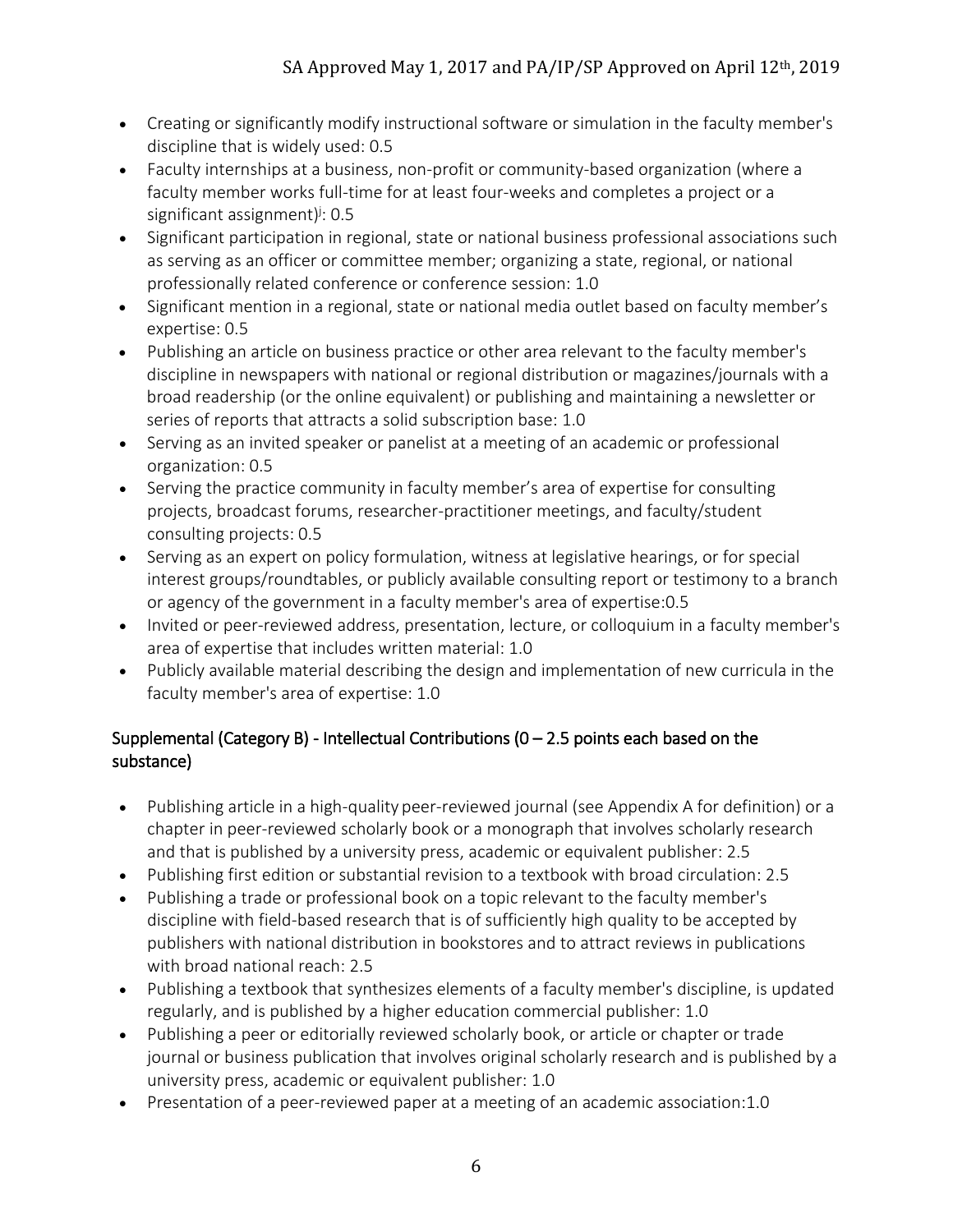- Creating or significantly modify instructional software or simulation in the faculty member's discipline that is widely used: 0.5
- Faculty internships at a business, non-profit or community-based organization (where a faculty member works full-time for at least four-weeks and completes a project or a significant assignment)[j]: 0.5
- Significant participation in regional, state or national business professional associations such as serving as an officer or committee member; organizing a state, regional, or national professionally related conference or conference session: 1.0
- Significant mention in a regional, state or national media outlet based on faculty member's expertise: 0.5
- Publishing an article on business practice or other area relevant to the faculty member's discipline in newspapers with national or regional distribution or magazines/journals with a broad readership (or the online equivalent) or publishing and maintaining a newsletter or series of reports that attracts a solid subscription base: 1.0
- Serving as an invited speaker or panelist at a meeting of an academic or professional organization: 0.5
- Serving the practice community in faculty member's area of expertise for consulting projects, broadcast forums, researcher-practitioner meetings, and faculty/student consulting projects: 0.5
- Serving as an expert on policy formulation, witness at legislative hearings, or for special interest groups/roundtables, or publicly available consulting report or testimony to a branch or agency of the government in a faculty member's area of expertise:0.5
- Invited or peer-reviewed address, presentation, lecture, or colloquium in a faculty member's area of expertise that includes written material: 1.0
- Publicly available material describing the design and implementation of new curricula in the faculty member's area of expertise: 1.0

## Supplemental (Category B) - Intellectual Contributions (0 – 2.5 points each based on the substance)

- Publishing article in a high-quality peer-reviewed journal (see Appendix A for definition) or a chapter in peer-reviewed scholarly book or a monograph that involves scholarly research and that is published by a university press, academic or equivalent publisher: 2.5
- Publishing first edition or substantial revision to a textbook with broad circulation: 2.5
- Publishing a trade or professional book on a topic relevant to the faculty member's discipline with field-based research that is of sufficiently high quality to be accepted by publishers with national distribution in bookstores and to attract reviews in publications with broad national reach: 2.5
- Publishing a textbook that synthesizes elements of a faculty member's discipline, is updated regularly, and is published by a higher education commercial publisher: 1.0
- Publishing a peer or editorially reviewed scholarly book, or article or chapter or trade journal or business publication that involves original scholarly research and is published by a university press, academic or equivalent publisher: 1.0
- Presentation of a peer-reviewed paper at a meeting of an academic association:1.0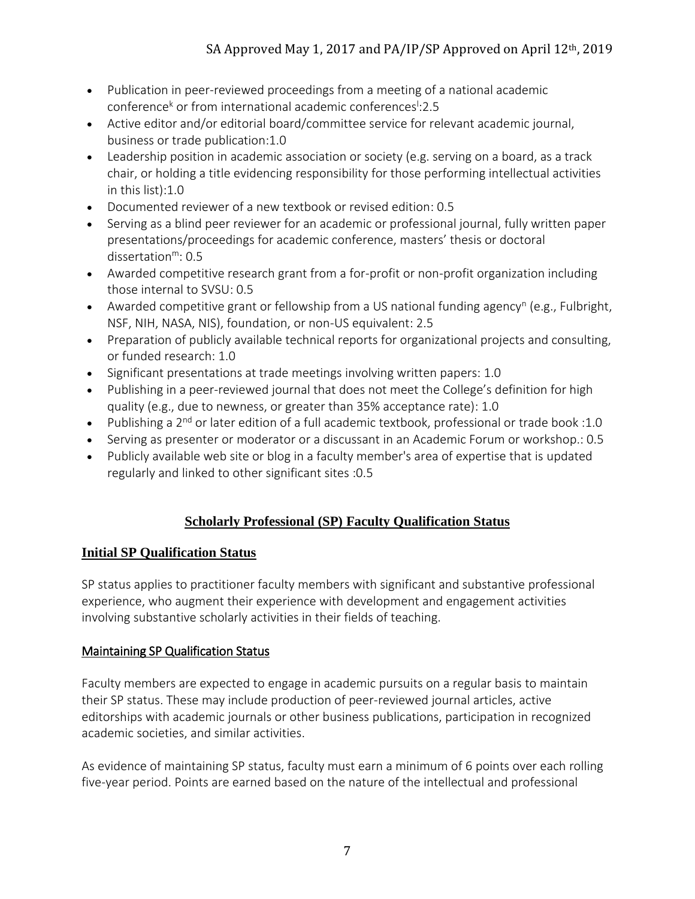- Publication in peer-reviewed proceedings from a meeting of a national academic conference[k] or from international academic conferences[l]:2.5
- Active editor and/or editorial board/committee service for relevant academic journal, business or trade publication:1.0
- Leadership position in academic association or society (e.g. serving on a board, as a track chair, or holding a title evidencing responsibility for those performing intellectual activities in this list):1.0
- Documented reviewer of a new textbook or revised edition: 0.5
- Serving as a blind peer reviewer for an academic or professional journal, fully written paper presentations/proceedings for academic conference, masters' thesis or doctoral dissertation[m]: 0.5
- Awarded competitive research grant from a for-profit or non-profit organization including those internal to SVSU: 0.5
- Awarded competitive grant or fellowship from a US national funding agency[n] (e.g., Fulbright, NSF, NIH, NASA, NIS), foundation, or non-US equivalent: 2.5
- Preparation of publicly available technical reports for organizational projects and consulting, or funded research: 1.0
- Significant presentations at trade meetings involving written papers: 1.0
- Publishing in a peer-reviewed journal that does not meet the College's definition for high quality (e.g., due to newness, or greater than 35% acceptance rate): 1.0
- Publishing a 2nd or later edition of a full academic textbook, professional or trade book :1.0
- Serving as presenter or moderator or a discussant in an Academic Forum or workshop.: 0.5
- Publicly available web site or blog in a faculty member's area of expertise that is updated regularly and linked to other significant sites :0.5

## Scholarly Professional (SP) Faculty Qualification Status

### Initial SP Qualification Status

SP status applies to practitioner faculty members with significant and substantive professional experience, who augment their experience with development and engagement activities involving substantive scholarly activities in their fields of teaching.

### Maintaining SP Qualification Status

Faculty members are expected to engage in academic pursuits on a regular basis to maintain their SP status. These may include production of peer-reviewed journal articles, active editorships with academic journals or other business publications, participation in recognized academic societies, and similar activities.

As evidence of maintaining SP status, faculty must earn a minimum of 6 points over each rolling five-year period. Points are earned based on the nature of the intellectual and professional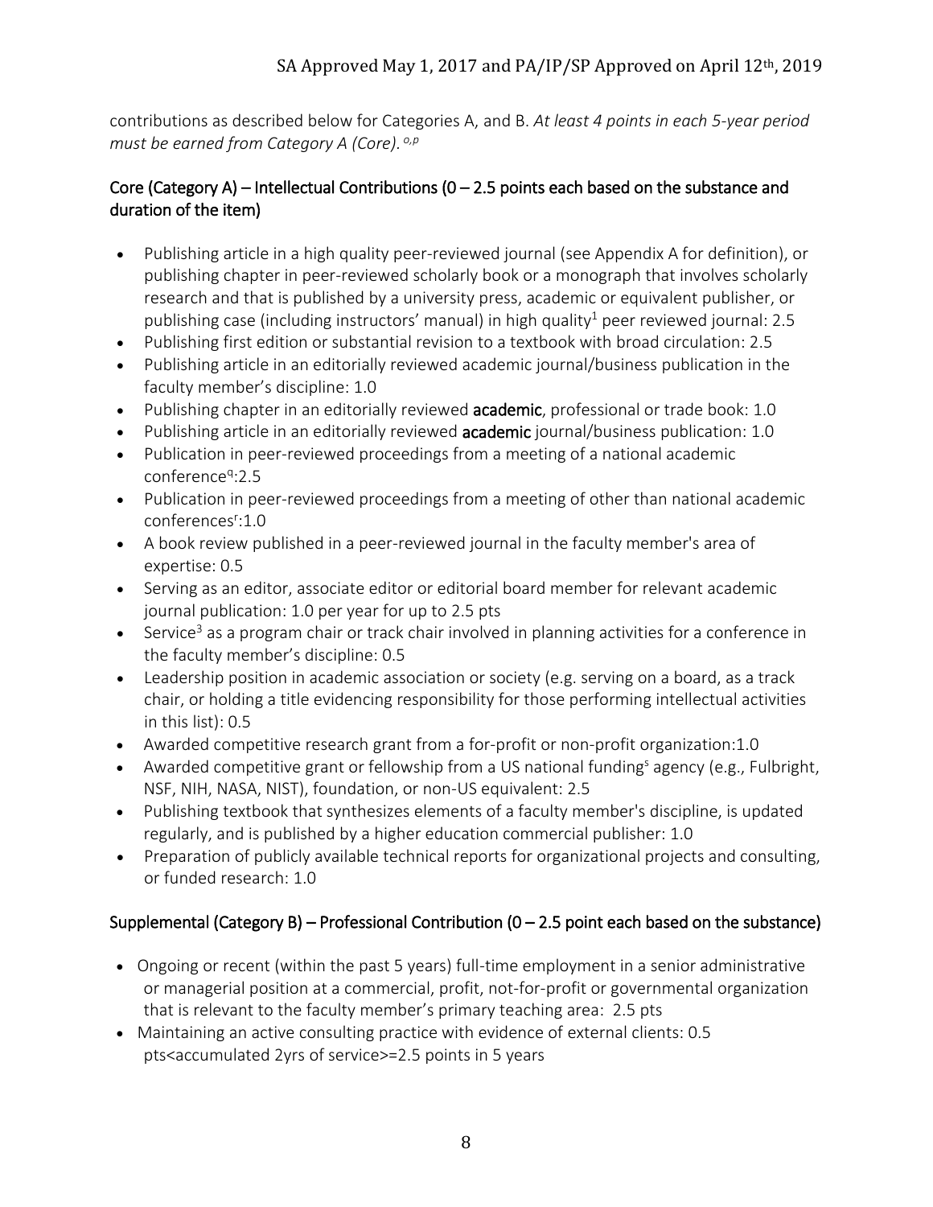contributions as described below for Categories A, and B. *At least 4 points in each 5-year period must be earned from Category A (Core).* [o,p]

### Core (Category A) – Intellectual Contributions (0 – 2.5 points each based on the substance and duration of the item)

- Publishing article in a high quality peer-reviewed journal (see Appendix A for definition), or publishing chapter in peer-reviewed scholarly book or a monograph that involves scholarly research and that is published by a university press, academic or equivalent publisher, or publishing case (including instructors' manual) in high quality[1] peer reviewed journal: 2.5
- Publishing first edition or substantial revision to a textbook with broad circulation: 2.5
- Publishing article in an editorially reviewed academic journal/business publication in the faculty member's discipline: 1.0
- Publishing chapter in an editorially reviewed **academic**, professional or trade book: 1.0
- Publishing article in an editorially reviewed **academic** journal/business publication: 1.0
- Publication in peer-reviewed proceedings from a meeting of a national academic conference[q]:2.5
- Publication in peer-reviewed proceedings from a meeting of other than national academic conferences[r]:1.0
- A book review published in a peer-reviewed journal in the faculty member's area of expertise: 0.5
- Serving as an editor, associate editor or editorial board member for relevant academic journal publication: 1.0 per year for up to 2.5 pts
- Service[3] as a program chair or track chair involved in planning activities for a conference in the faculty member's discipline: 0.5
- Leadership position in academic association or society (e.g. serving on a board, as a track chair, or holding a title evidencing responsibility for those performing intellectual activities in this list): 0.5
- Awarded competitive research grant from a for-profit or non-profit organization:1.0
- Awarded competitive grant or fellowship from a US national funding[s] agency (e.g., Fulbright, NSF, NIH, NASA, NIST), foundation, or non-US equivalent: 2.5
- Publishing textbook that synthesizes elements of a faculty member's discipline, is updated regularly, and is published by a higher education commercial publisher: 1.0
- Preparation of publicly available technical reports for organizational projects and consulting, or funded research: 1.0

### Supplemental (Category B) – Professional Contribution (0 – 2.5 point each based on the substance)

- Ongoing or recent (within the past 5 years) full-time employment in a senior administrative or managerial position at a commercial, profit, not-for-profit or governmental organization that is relevant to the faculty member's primary teaching area: 2.5 pts
- Maintaining an active consulting practice with evidence of external clients: 0.5 pts<accumulated 2yrs of service>=2.5 points in 5 years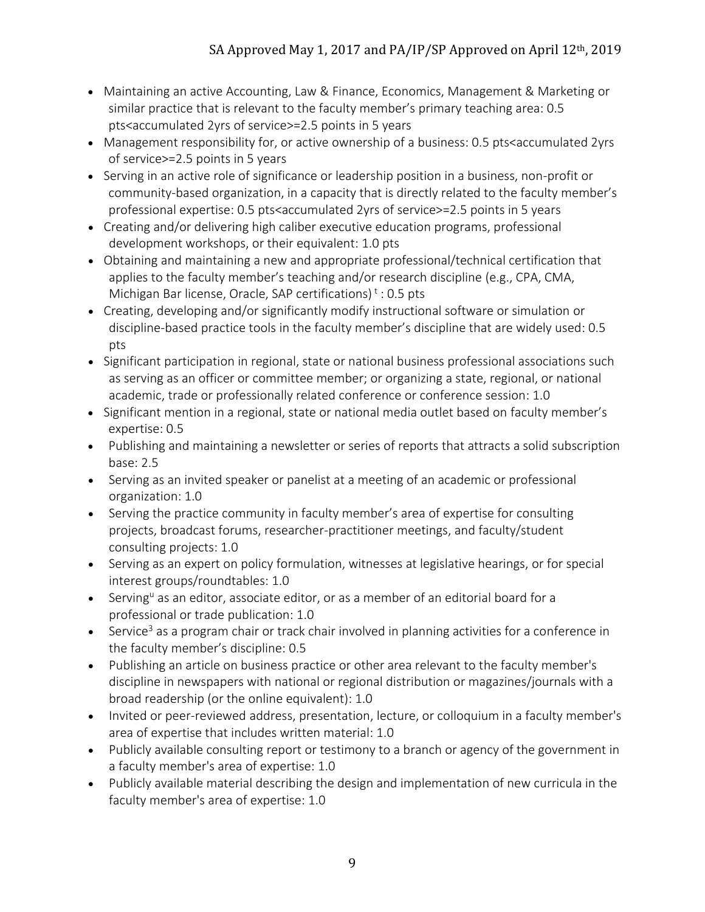- Maintaining an active Accounting, Law & Finance, Economics, Management & Marketing or similar practice that is relevant to the faculty member's primary teaching area: 0.5 pts<accumulated 2yrs of service>=2.5 points in 5 years
- Management responsibility for, or active ownership of a business: 0.5 pts<accumulated 2yrs of service>=2.5 points in 5 years
- Serving in an active role of significance or leadership position in a business, non-profit or community-based organization, in a capacity that is directly related to the faculty member's professional expertise: 0.5 pts<accumulated 2yrs of service>=2.5 points in 5 years
- Creating and/or delivering high caliber executive education programs, professional development workshops, or their equivalent: 1.0 pts
- Obtaining and maintaining a new and appropriate professional/technical certification that applies to the faculty member's teaching and/or research discipline (e.g., CPA, CMA, Michigan Bar license, Oracle, SAP certifications) [t] : 0.5 pts
- Creating, developing and/or significantly modify instructional software or simulation or discipline-based practice tools in the faculty member's discipline that are widely used: 0.5 pts
- Significant participation in regional, state or national business professional associations such as serving as an officer or committee member; or organizing a state, regional, or national academic, trade or professionally related conference or conference session: 1.0
- Significant mention in a regional, state or national media outlet based on faculty member's expertise: 0.5
- Publishing and maintaining a newsletter or series of reports that attracts a solid subscription base: 2.5
- Serving as an invited speaker or panelist at a meeting of an academic or professional organization: 1.0
- Serving the practice community in faculty member's area of expertise for consulting projects, broadcast forums, researcher-practitioner meetings, and faculty/student consulting projects: 1.0
- Serving as an expert on policy formulation, witnesses at legislative hearings, or for special interest groups/roundtables: 1.0
- Serving[u] as an editor, associate editor, or as a member of an editorial board for a professional or trade publication: 1.0
- Service[3] as a program chair or track chair involved in planning activities for a conference in the faculty member's discipline: 0.5
- Publishing an article on business practice or other area relevant to the faculty member's discipline in newspapers with national or regional distribution or magazines/journals with a broad readership (or the online equivalent): 1.0
- Invited or peer-reviewed address, presentation, lecture, or colloquium in a faculty member's area of expertise that includes written material: 1.0
- Publicly available consulting report or testimony to a branch or agency of the government in a faculty member's area of expertise: 1.0
- Publicly available material describing the design and implementation of new curricula in the faculty member's area of expertise: 1.0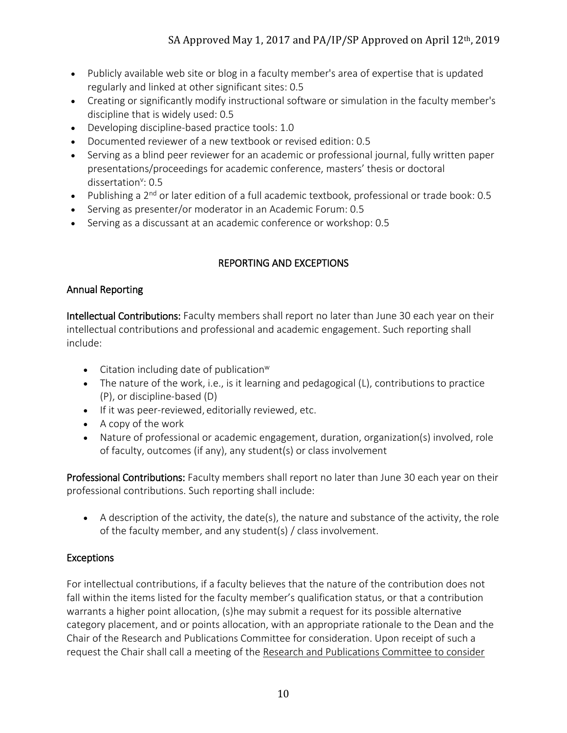- Publicly available web site or blog in a faculty member's area of expertise that is updated regularly and linked at other significant sites: 0.5
- Creating or significantly modify instructional software or simulation in the faculty member's discipline that is widely used: 0.5
- Developing discipline-based practice tools: 1.0
- Documented reviewer of a new textbook or revised edition: 0.5
- Serving as a blind peer reviewer for an academic or professional journal, fully written paper presentations/proceedings for academic conference, masters' thesis or doctoral dissertation[v]: 0.5
- Publishing a 2nd or later edition of a full academic textbook, professional or trade book: 0.5
- Serving as presenter/or moderator in an Academic Forum: 0.5
- Serving as a discussant at an academic conference or workshop: 0.5

## REPORTING AND EXCEPTIONS

### Annual Reporting

**Intellectual Contributions:** Faculty members shall report no later than June 30 each year on their intellectual contributions and professional and academic engagement. Such reporting shall include:

- Citation including date of publication[w]
- The nature of the work, i.e., is it learning and pedagogical (L), contributions to practice (P), or discipline-based (D)
- If it was peer-reviewed, editorially reviewed, etc.
- A copy of the work
- Nature of professional or academic engagement, duration, organization(s) involved, role of faculty, outcomes (if any), any student(s) or class involvement

**Professional Contributions:** Faculty members shall report no later than June 30 each year on their professional contributions. Such reporting shall include:

- A description of the activity, the date(s), the nature and substance of the activity, the role of the faculty member, and any student(s) / class involvement.

### Exceptions

For intellectual contributions, if a faculty believes that the nature of the contribution does not fall within the items listed for the faculty member's qualification status, or that a contribution warrants a higher point allocation, (s)he may submit a request for its possible alternative category placement, and or points allocation, with an appropriate rationale to the Dean and the Chair of the Research and Publications Committee for consideration. Upon receipt of such a request the Chair shall call a meeting of the Research and Publications Committee to consider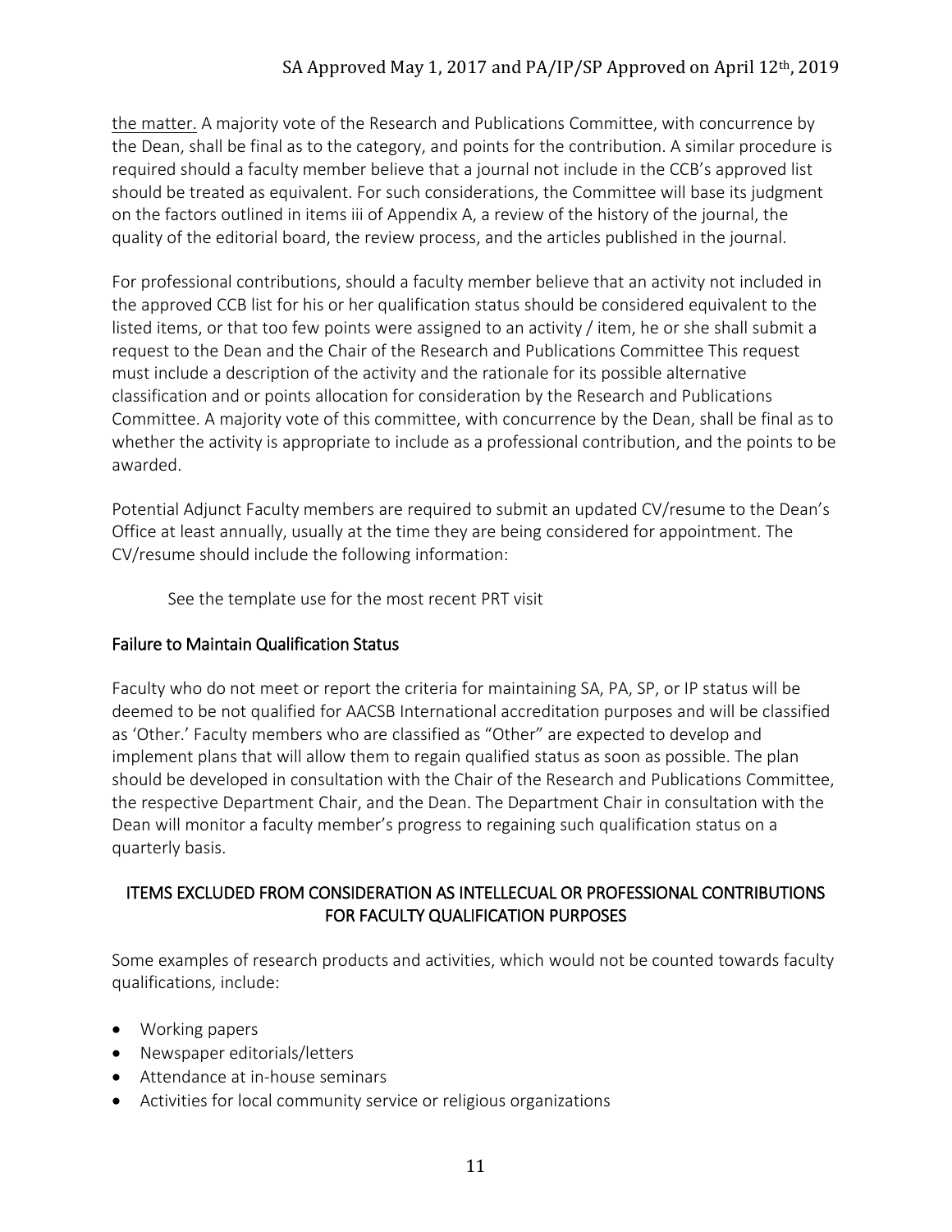the matter. A majority vote of the Research and Publications Committee, with concurrence by the Dean, shall be final as to the category, and points for the contribution. A similar procedure is required should a faculty member believe that a journal not include in the CCB's approved list should be treated as equivalent. For such considerations, the Committee will base its judgment on the factors outlined in items iii of Appendix A, a review of the history of the journal, the quality of the editorial board, the review process, and the articles published in the journal.

For professional contributions, should a faculty member believe that an activity not included in the approved CCB list for his or her qualification status should be considered equivalent to the listed items, or that too few points were assigned to an activity / item, he or she shall submit a request to the Dean and the Chair of the Research and Publications Committee This request must include a description of the activity and the rationale for its possible alternative classification and or points allocation for consideration by the Research and Publications Committee. A majority vote of this committee, with concurrence by the Dean, shall be final as to whether the activity is appropriate to include as a professional contribution, and the points to be awarded.

Potential Adjunct Faculty members are required to submit an updated CV/resume to the Dean's Office at least annually, usually at the time they are being considered for appointment. The CV/resume should include the following information:

See the template use for the most recent PRT visit

## Failure to Maintain Qualification Status

Faculty who do not meet or report the criteria for maintaining SA, PA, SP, or IP status will be deemed to be not qualified for AACSB International accreditation purposes and will be classified as 'Other.' Faculty members who are classified as "Other" are expected to develop and implement plans that will allow them to regain qualified status as soon as possible. The plan should be developed in consultation with the Chair of the Research and Publications Committee, the respective Department Chair, and the Dean. The Department Chair in consultation with the Dean will monitor a faculty member's progress to regaining such qualification status on a quarterly basis.

## ITEMS EXCLUDED FROM CONSIDERATION AS INTELLECUAL OR PROFESSIONAL CONTRIBUTIONS FOR FACULTY QUALIFICATION PURPOSES

Some examples of research products and activities, which would not be counted towards faculty qualifications, include:

- Working papers
- Newspaper editorials/letters
- Attendance at in-house seminars
- Activities for local community service or religious organizations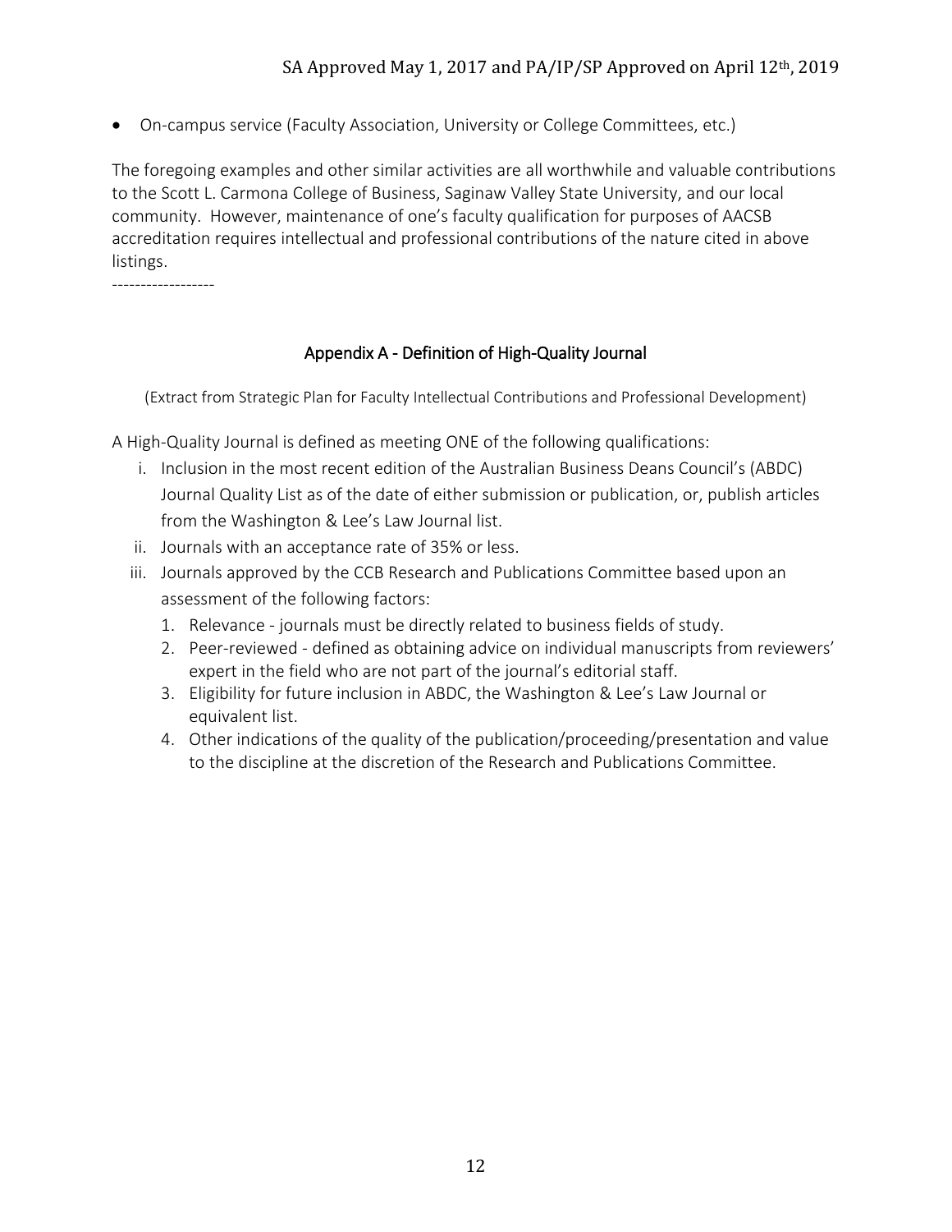- On-campus service (Faculty Association, University or College Committees, etc.)

The foregoing examples and other similar activities are all worthwhile and valuable contributions to the Scott L. Carmona College of Business, Saginaw Valley State University, and our local community. However, maintenance of one's faculty qualification for purposes of AACSB accreditation requires intellectual and professional contributions of the nature cited in above listings.

------------------

## Appendix A - Definition of High-Quality Journal

(Extract from Strategic Plan for Faculty Intellectual Contributions and Professional Development)

A High-Quality Journal is defined as meeting ONE of the following qualifications:

i. Inclusion in the most recent edition of the Australian Business Deans Council's (ABDC) Journal Quality List as of the date of either submission or publication, or, publish articles from the Washington & Lee's Law Journal list.

ii. Journals with an acceptance rate of 35% or less.

iii. Journals approved by the CCB Research and Publications Committee based upon an assessment of the following factors:

   1. Relevance - journals must be directly related to business fields of study.
   2. Peer-reviewed - defined as obtaining advice on individual manuscripts from reviewers' expert in the field who are not part of the journal's editorial staff.
   3. Eligibility for future inclusion in ABDC, the Washington & Lee's Law Journal or equivalent list.
   4. Other indications of the quality of the publication/proceeding/presentation and value to the discipline at the discretion of the Research and Publications Committee.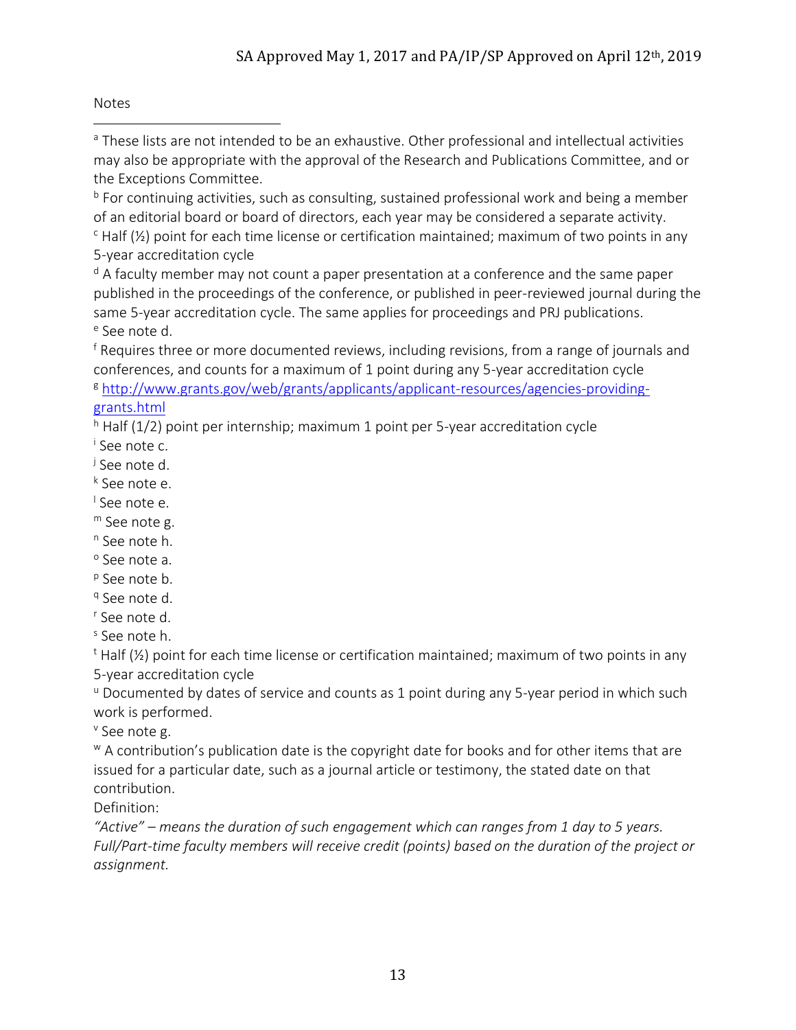SA Approved May 1, 2017 and PA/IP/SP Approved on April 12th, 2019

Notes

---

[a] These lists are not intended to be an exhaustive. Other professional and intellectual activities may also be appropriate with the approval of the Research and Publications Committee, and or the Exceptions Committee.

[b] For continuing activities, such as consulting, sustained professional work and being a member of an editorial board or board of directors, each year may be considered a separate activity.

[c] Half (½) point for each time license or certification maintained; maximum of two points in any 5-year accreditation cycle

[d] A faculty member may not count a paper presentation at a conference and the same paper published in the proceedings of the conference, or published in peer-reviewed journal during the same 5-year accreditation cycle. The same applies for proceedings and PRJ publications.

[e] See note d.

[f] Requires three or more documented reviews, including revisions, from a range of journals and conferences, and counts for a maximum of 1 point during any 5-year accreditation cycle

[g] http://www.grants.gov/web/grants/applicants/applicant-resources/agencies-providing-grants.html

[h] Half (1/2) point per internship; maximum 1 point per 5-year accreditation cycle

[i] See note c.

[j] See note d.

[k] See note e.

[l] See note e.

[m] See note g.

[n] See note h.

[o] See note a.

[p] See note b.

[q] See note d.

[r] See note d.

[s] See note h.

[t] Half (½) point for each time license or certification maintained; maximum of two points in any 5-year accreditation cycle

[u] Documented by dates of service and counts as 1 point during any 5-year period in which such work is performed.

[v] See note g.

[w] A contribution's publication date is the copyright date for books and for other items that are issued for a particular date, such as a journal article or testimony, the stated date on that contribution.

Definition:

*"Active" – means the duration of such engagement which can ranges from 1 day to 5 years. Full/Part-time faculty members will receive credit (points) based on the duration of the project or assignment.*